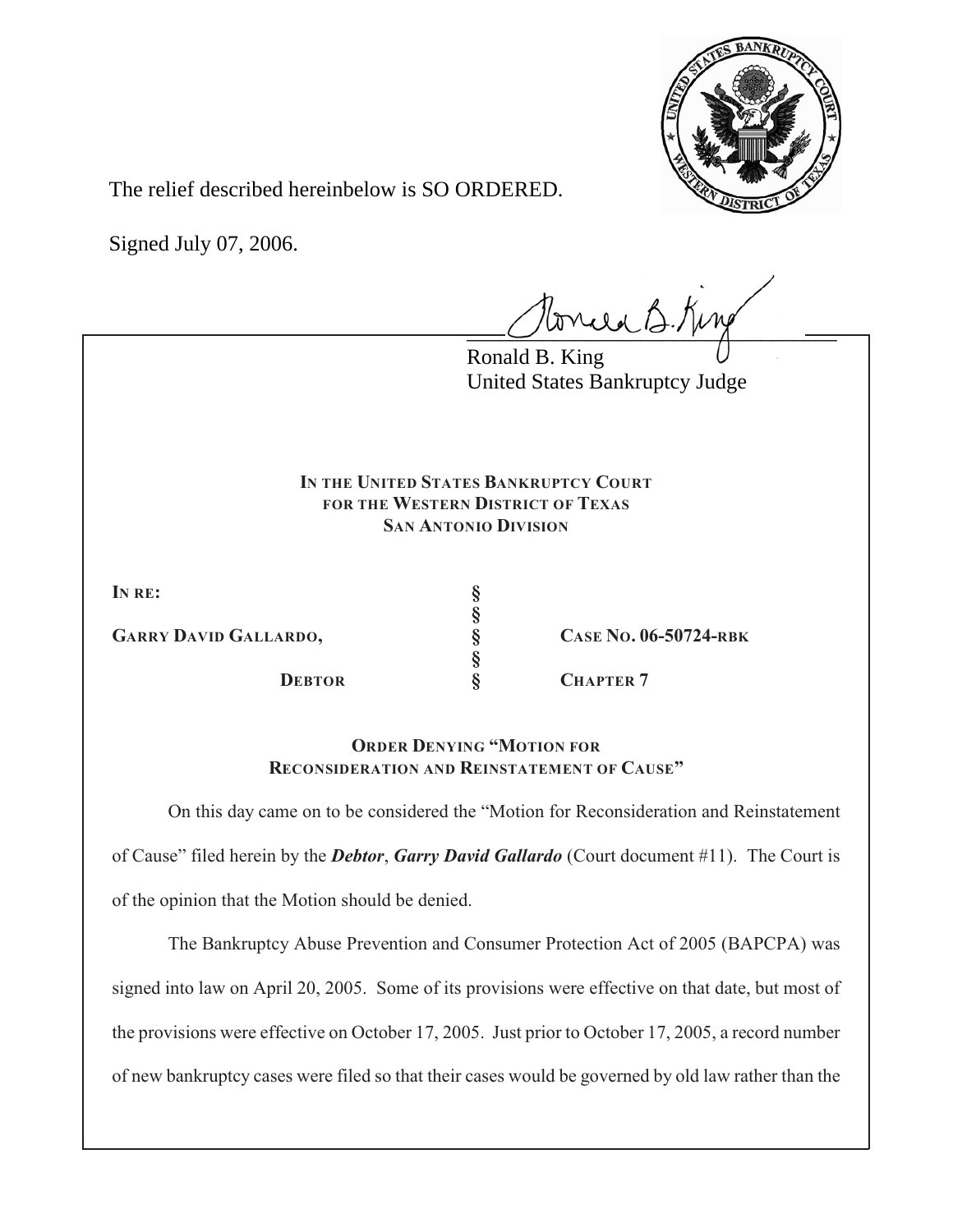The relief described hereinbelow is SO ORDERED.

Signed July 07, 2006.

Ronald B. King
United States Bankruptcy Judge

**IN THE UNITED STATES BANKRUPTCY COURT**
**FOR THE WESTERN DISTRICT OF TEXAS**
**SAN ANTONIO DIVISION**

| | | |
|---|---|---|
| **IN RE:** | § | |
| | § | |
| **GARRY DAVID GALLARDO,** | § | **CASE NO. 06-50724-RBK** |
| | § | |
| **DEBTOR** | § | **CHAPTER 7** |

**ORDER DENYING "MOTION FOR RECONSIDERATION AND REINSTATEMENT OF CAUSE"**

On this day came on to be considered the "Motion for Reconsideration and Reinstatement of Cause" filed herein by the ***Debtor***, ***Garry David Gallardo*** (Court document #11). The Court is of the opinion that the Motion should be denied.

The Bankruptcy Abuse Prevention and Consumer Protection Act of 2005 (BAPCPA) was signed into law on April 20, 2005. Some of its provisions were effective on that date, but most of the provisions were effective on October 17, 2005. Just prior to October 17, 2005, a record number of new bankruptcy cases were filed so that their cases would be governed by old law rather than the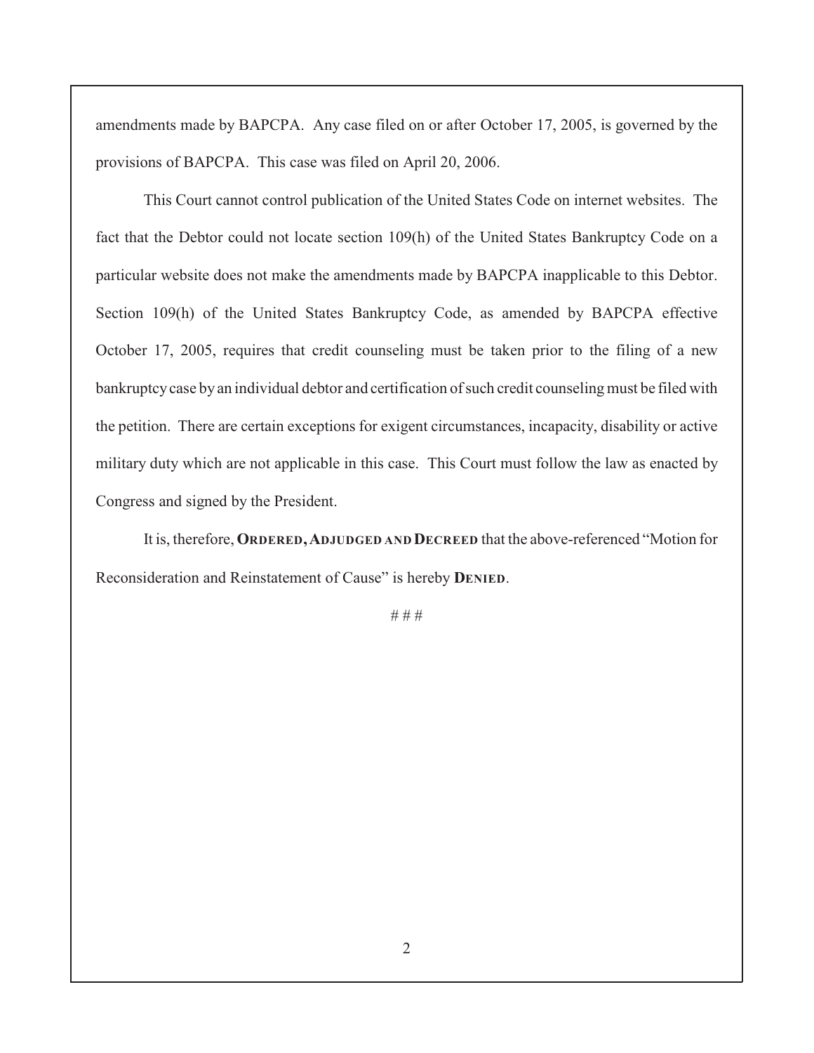amendments made by BAPCPA. Any case filed on or after October 17, 2005, is governed by the provisions of BAPCPA. This case was filed on April 20, 2006.

This Court cannot control publication of the United States Code on internet websites. The fact that the Debtor could not locate section 109(h) of the United States Bankruptcy Code on a particular website does not make the amendments made by BAPCPA inapplicable to this Debtor. Section 109(h) of the United States Bankruptcy Code, as amended by BAPCPA effective October 17, 2005, requires that credit counseling must be taken prior to the filing of a new bankruptcy case by an individual debtor and certification of such credit counseling must be filed with the petition. There are certain exceptions for exigent circumstances, incapacity, disability or active military duty which are not applicable in this case. This Court must follow the law as enacted by Congress and signed by the President.

It is, therefore, **ORDERED, ADJUDGED AND DECREED** that the above-referenced "Motion for Reconsideration and Reinstatement of Cause" is hereby **DENIED**.

# # #